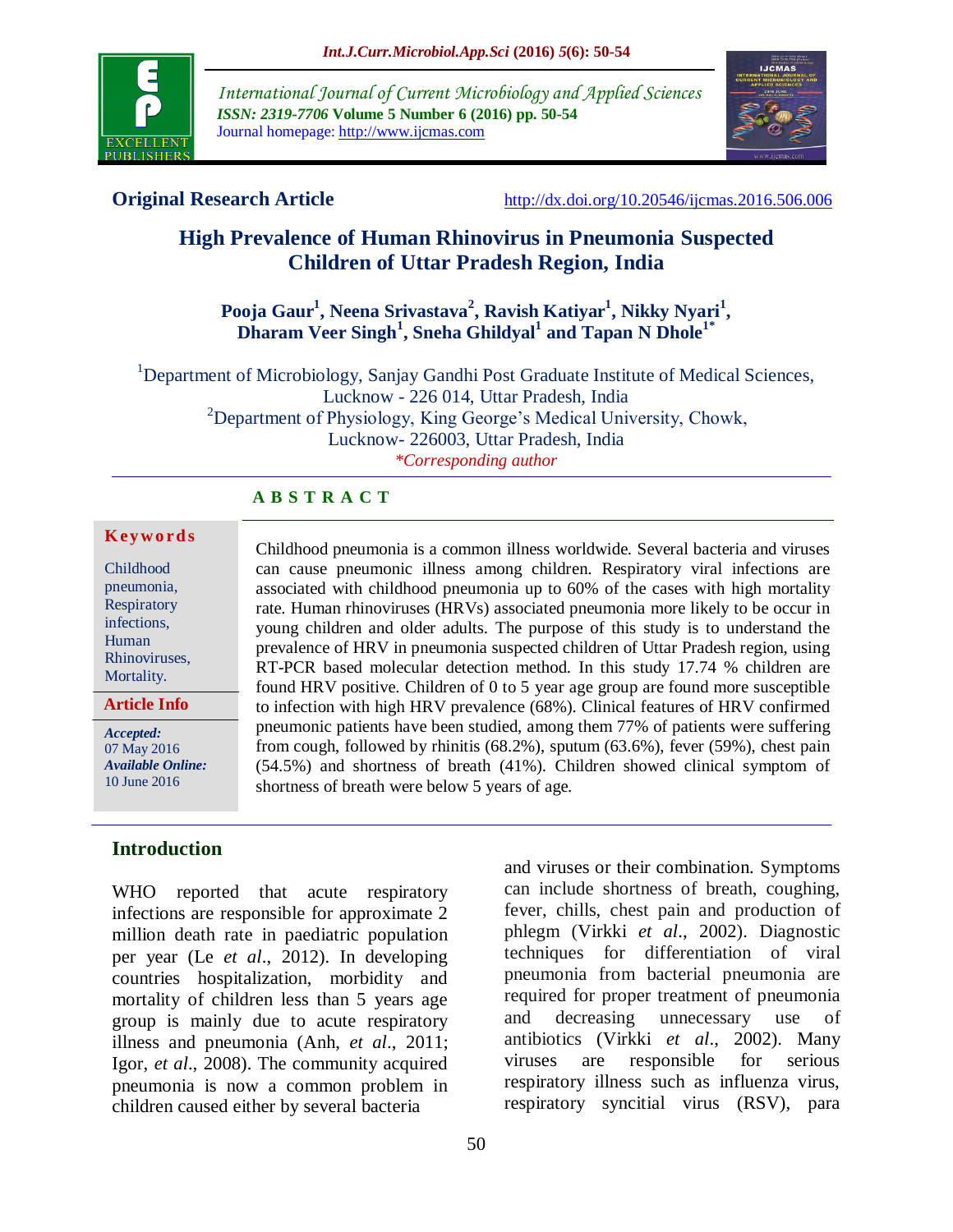**Original Research Article**

http://dx.doi.org/10.20546/ijcmas.2016.506.006

# High Prevalence of Human Rhinovirus in Pneumonia Suspected Children of Uttar Pradesh Region, India

**Pooja Gaur[1], Neena Srivastava[2], Ravish Katiyar[1], Nikky Nyari[1], Dharam Veer Singh[1], Sneha Ghildyal[1] and Tapan N Dhole[1*]**

[1]Department of Microbiology, Sanjay Gandhi Post Graduate Institute of Medical Sciences, Lucknow - 226 014, Uttar Pradesh, India
[2]Department of Physiology, King George's Medical University, Chowk, Lucknow- 226003, Uttar Pradesh, India
*Corresponding author*

## ABSTRACT

**Keywords**

Childhood pneumonia, Respiratory infections, Human Rhinoviruses, Mortality.

**Article Info**

*Accepted:* 07 May 2016
*Available Online:* 10 June 2016

Childhood pneumonia is a common illness worldwide. Several bacteria and viruses can cause pneumonic illness among children. Respiratory viral infections are associated with childhood pneumonia up to 60% of the cases with high mortality rate. Human rhinoviruses (HRVs) associated pneumonia more likely to be occur in young children and older adults. The purpose of this study is to understand the prevalence of HRV in pneumonia suspected children of Uttar Pradesh region, using RT-PCR based molecular detection method. In this study 17.74 % children are found HRV positive. Children of 0 to 5 year age group are found more susceptible to infection with high HRV prevalence (68%). Clinical features of HRV confirmed pneumonic patients have been studied, among them 77% of patients were suffering from cough, followed by rhinitis (68.2%), sputum (63.6%), fever (59%), chest pain (54.5%) and shortness of breath (41%). Children showed clinical symptom of shortness of breath were below 5 years of age.

## Introduction

WHO reported that acute respiratory infections are responsible for approximate 2 million death rate in paediatric population per year (Le *et al*., 2012). In developing countries hospitalization, morbidity and mortality of children less than 5 years age group is mainly due to acute respiratory illness and pneumonia (Anh, *et al*., 2011; Igor, *et al*., 2008). The community acquired pneumonia is now a common problem in children caused either by several bacteria and viruses or their combination. Symptoms can include shortness of breath, coughing, fever, chills, chest pain and production of phlegm (Virkki *et al*., 2002). Diagnostic techniques for differentiation of viral pneumonia from bacterial pneumonia are required for proper treatment of pneumonia and decreasing unnecessary use of antibiotics (Virkki *et al*., 2002). Many viruses are responsible for serious respiratory illness such as influenza virus, respiratory syncitial virus (RSV), para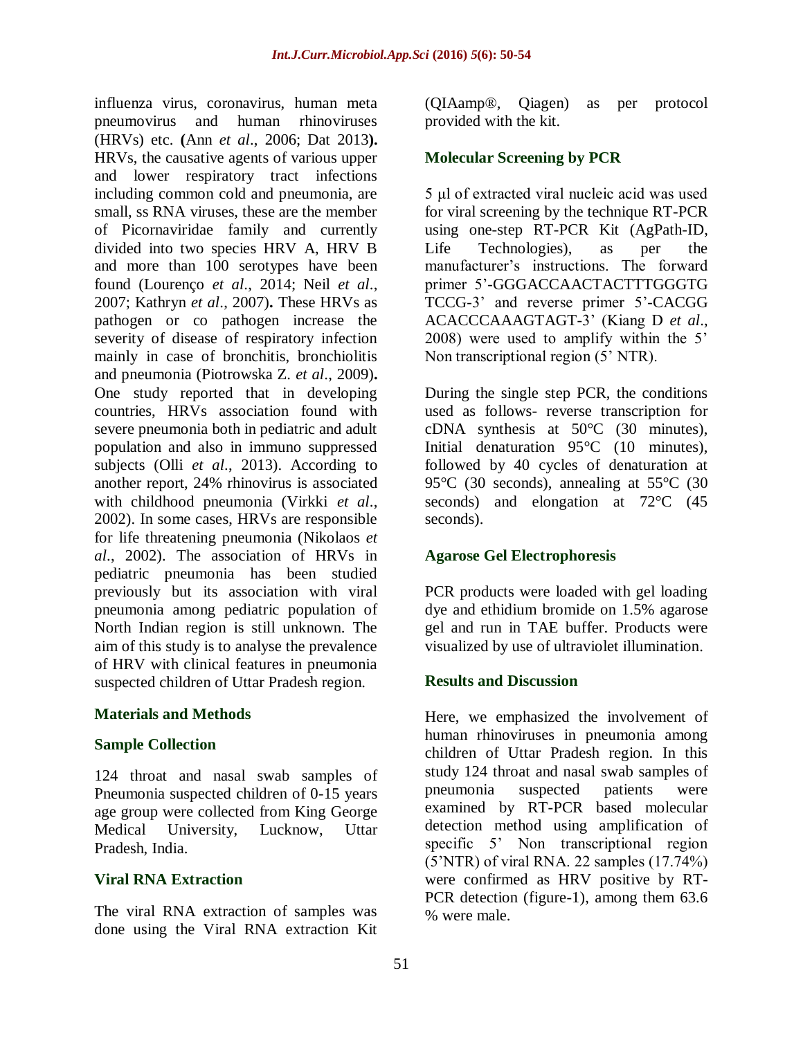influenza virus, coronavirus, human meta pneumovirus and human rhinoviruses (HRVs) etc. **(**Ann *et al*., 2006; Dat 2013**).** HRVs, the causative agents of various upper and lower respiratory tract infections including common cold and pneumonia, are small, ss RNA viruses, these are the member of Picornaviridae family and currently divided into two species HRV A, HRV B and more than 100 serotypes have been found (Lourenço *et al*., 2014; Neil *et al*., 2007; Kathryn *et al*., 2007)**.** These HRVs as pathogen or co pathogen increase the severity of disease of respiratory infection mainly in case of bronchitis, bronchiolitis and pneumonia (Piotrowska Z. *et al*., 2009)**.** One study reported that in developing countries, HRVs association found with severe pneumonia both in pediatric and adult population and also in immuno suppressed subjects (Olli *et al*., 2013). According to another report, 24% rhinovirus is associated with childhood pneumonia (Virkki *et al*., 2002). In some cases, HRVs are responsible for life threatening pneumonia (Nikolaos *et al*., 2002). The association of HRVs in pediatric pneumonia has been studied previously but its association with viral pneumonia among pediatric population of North Indian region is still unknown. The aim of this study is to analyse the prevalence of HRV with clinical features in pneumonia suspected children of Uttar Pradesh region.

## Materials and Methods

### Sample Collection

124 throat and nasal swab samples of Pneumonia suspected children of 0-15 years age group were collected from King George Medical University, Lucknow, Uttar Pradesh, India.

### Viral RNA Extraction

The viral RNA extraction of samples was done using the Viral RNA extraction Kit (QIAamp®, Qiagen) as per protocol provided with the kit.

### Molecular Screening by PCR

5 µl of extracted viral nucleic acid was used for viral screening by the technique RT-PCR using one-step RT-PCR Kit (AgPath-ID, Life Technologies), as per the manufacturer's instructions. The forward primer 5'-GGGACCAACTACTTTGGGTG TCCG-3' and reverse primer 5'-CACGG ACACCCAAAGTAGT-3' (Kiang D *et al*., 2008) were used to amplify within the 5' Non transcriptional region (5' NTR).

During the single step PCR, the conditions used as follows- reverse transcription for cDNA synthesis at 50°C (30 minutes), Initial denaturation 95°C (10 minutes), followed by 40 cycles of denaturation at 95°C (30 seconds), annealing at 55°C (30 seconds) and elongation at 72°C (45 seconds).

### Agarose Gel Electrophoresis

PCR products were loaded with gel loading dye and ethidium bromide on 1.5% agarose gel and run in TAE buffer. Products were visualized by use of ultraviolet illumination.

## Results and Discussion

Here, we emphasized the involvement of human rhinoviruses in pneumonia among children of Uttar Pradesh region. In this study 124 throat and nasal swab samples of pneumonia suspected patients were examined by RT-PCR based molecular detection method using amplification of specific 5' Non transcriptional region (5'NTR) of viral RNA. 22 samples (17.74%) were confirmed as HRV positive by RT-PCR detection (figure-1), among them 63.6 % were male.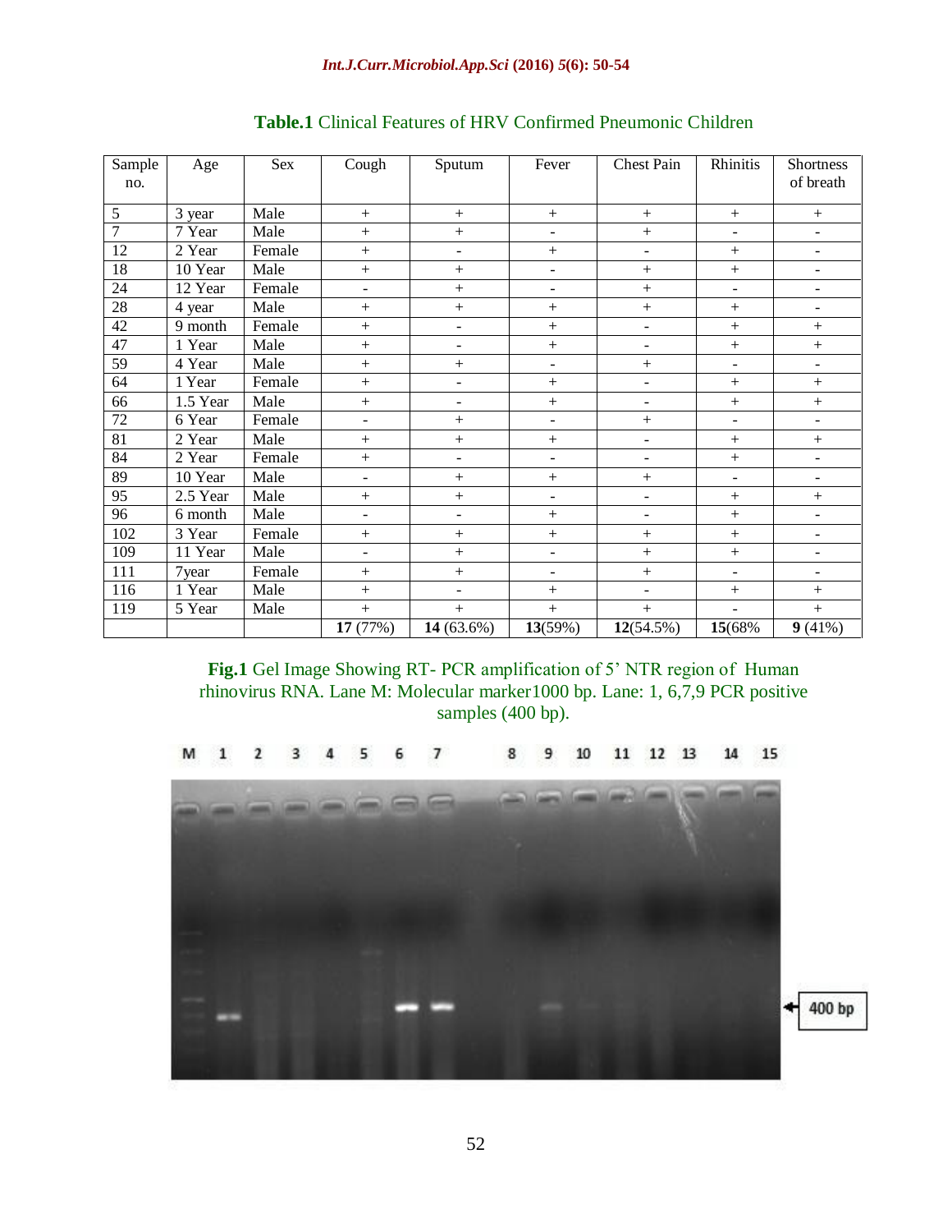**Table.1** Clinical Features of HRV Confirmed Pneumonic Children

| Sample no. | Age | Sex | Cough | Sputum | Fever | Chest Pain | Rhinitis | Shortness of breath |
|---|---|---|---|---|---|---|---|---|
| 5 | 3 year | Male | + | + | + | + | + | + |
| 7 | 7 Year | Male | + | + | - | + | - | - |
| 12 | 2 Year | Female | + | - | + | - | + | - |
| 18 | 10 Year | Male | + | + | - | + | + | - |
| 24 | 12 Year | Female | - | + | - | + | - | - |
| 28 | 4 year | Male | + | + | + | + | + | - |
| 42 | 9 month | Female | + | - | + | - | + | + |
| 47 | 1 Year | Male | + | - | + | - | + | + |
| 59 | 4 Year | Male | + | + | - | + | - | - |
| 64 | 1 Year | Female | + | - | + | - | + | + |
| 66 | 1.5 Year | Male | + | - | + | - | + | + |
| 72 | 6 Year | Female | - | + | - | + | - | - |
| 81 | 2 Year | Male | + | + | + | - | + | + |
| 84 | 2 Year | Female | + | - | - | - | + | - |
| 89 | 10 Year | Male | - | + | + | + | - | - |
| 95 | 2.5 Year | Male | + | + | - | - | + | + |
| 96 | 6 month | Male | - | - | + | - | + | - |
| 102 | 3 Year | Female | + | + | + | + | + | - |
| 109 | 11 Year | Male | - | + | - | + | + | - |
| 111 | 7year | Female | + | + | - | + | - | - |
| 116 | 1 Year | Male | + | - | + | - | + | + |
| 119 | 5 Year | Male | + | + | + | + | - | + |
| | | | **17** (77%) | **14** (63.6%) | **13**(59%) | **12**(54.5%) | **15**(68% | **9** (41%) |

**Fig.1** Gel Image Showing RT- PCR amplification of 5' NTR region of Human rhinovirus RNA. Lane M: Molecular marker1000 bp. Lane: 1, 6,7,9 PCR positive samples (400 bp).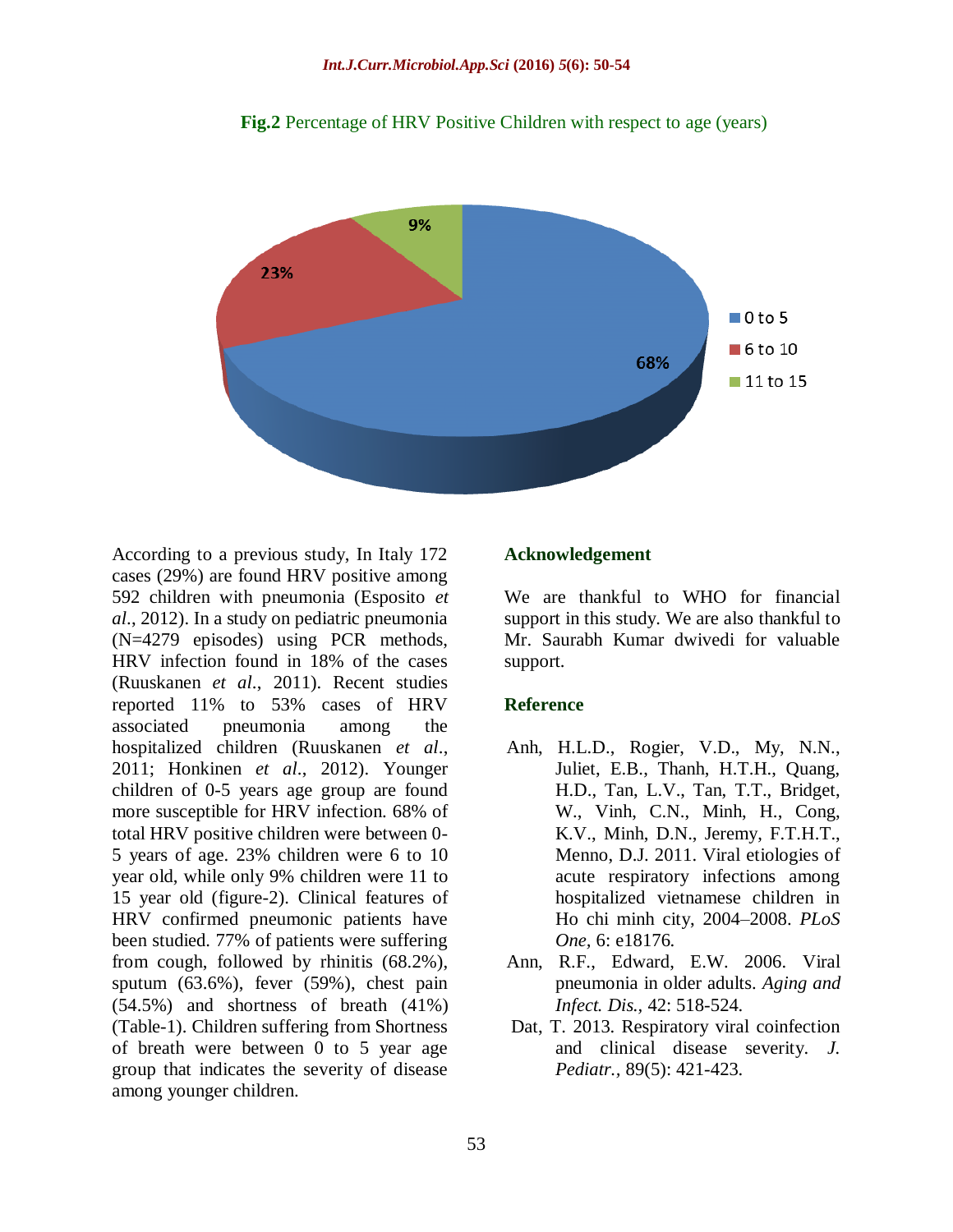**Fig.2** Percentage of HRV Positive Children with respect to age (years)

According to a previous study, In Italy 172 cases (29%) are found HRV positive among 592 children with pneumonia (Esposito *et al*., 2012). In a study on pediatric pneumonia (N=4279 episodes) using PCR methods, HRV infection found in 18% of the cases (Ruuskanen *et al*., 2011). Recent studies reported 11% to 53% cases of HRV associated pneumonia among the hospitalized children (Ruuskanen *et al*., 2011; Honkinen *et al*., 2012). Younger children of 0-5 years age group are found more susceptible for HRV infection. 68% of total HRV positive children were between 0-5 years of age. 23% children were 6 to 10 year old, while only 9% children were 11 to 15 year old (figure-2). Clinical features of HRV confirmed pneumonic patients have been studied. 77% of patients were suffering from cough, followed by rhinitis (68.2%), sputum (63.6%), fever (59%), chest pain (54.5%) and shortness of breath (41%) (Table-1). Children suffering from Shortness of breath were between 0 to 5 year age group that indicates the severity of disease among younger children.

## Acknowledgement

We are thankful to WHO for financial support in this study. We are also thankful to Mr. Saurabh Kumar dwivedi for valuable support.

## Reference

- Anh, H.L.D., Rogier, V.D., My, N.N., Juliet, E.B., Thanh, H.T.H., Quang, H.D., Tan, L.V., Tan, T.T., Bridget, W., Vinh, C.N., Minh, H., Cong, K.V., Minh, D.N., Jeremy, F.T.H.T., Menno, D.J. 2011. Viral etiologies of acute respiratory infections among hospitalized vietnamese children in Ho chi minh city, 2004–2008. *PLoS One,* 6: e18176.
- Ann, R.F., Edward, E.W. 2006. Viral pneumonia in older adults. *Aging and Infect. Dis.,* 42: 518-524.
- Dat, T. 2013. Respiratory viral coinfection and clinical disease severity. *J. Pediatr.,* 89(5): 421-423.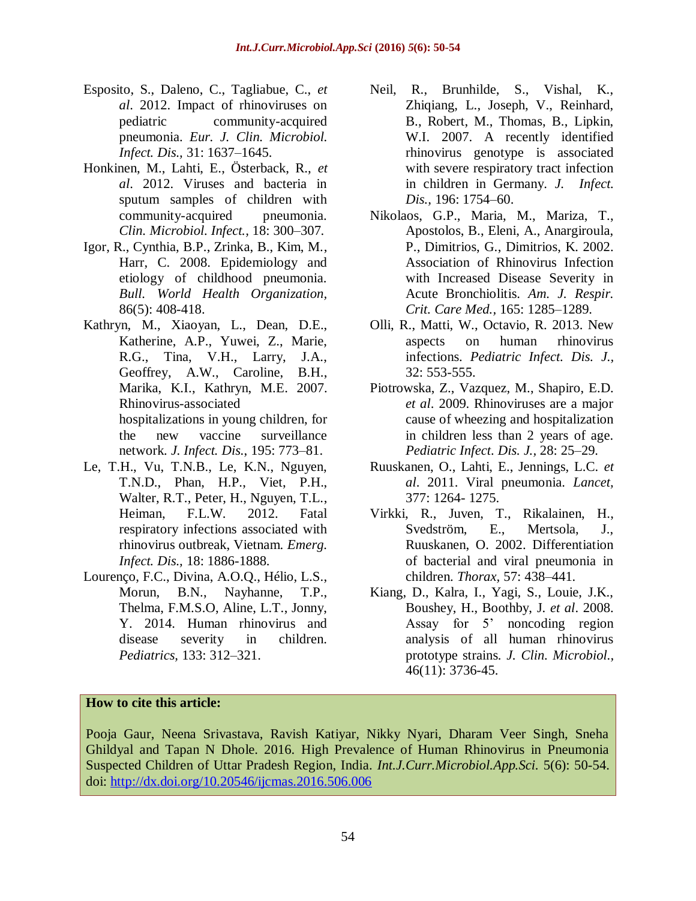Esposito, S., Daleno, C., Tagliabue, C., *et al*. 2012. Impact of rhinoviruses on pediatric community-acquired pneumonia. *Eur. J. Clin. Microbiol. Infect. Dis.,* 31: 1637–1645.

Honkinen, M., Lahti, E., Österback, R., *et al*. 2012. Viruses and bacteria in sputum samples of children with community-acquired pneumonia. *Clin. Microbiol. Infect.,* 18: 300–307.

Igor, R., Cynthia, B.P., Zrinka, B., Kim, M., Harr, C. 2008. Epidemiology and etiology of childhood pneumonia. *Bull. World Health Organization,* 86(5): 408-418.

Kathryn, M., Xiaoyan, L., Dean, D.E., Katherine, A.P., Yuwei, Z., Marie, R.G., Tina, V.H., Larry, J.A., Geoffrey, A.W., Caroline, B.H., Marika, K.I., Kathryn, M.E. 2007. Rhinovirus-associated hospitalizations in young children, for the new vaccine surveillance network. *J. Infect. Dis.,* 195: 773–81.

Le, T.H., Vu, T.N.B., Le, K.N., Nguyen, T.N.D., Phan, H.P., Viet, P.H., Walter, R.T., Peter, H., Nguyen, T.L., Heiman, F.L.W. 2012. Fatal respiratory infections associated with rhinovirus outbreak, Vietnam. *Emerg. Infect. Dis.,* 18: 1886-1888.

Lourenço, F.C., Divina, A.O.Q., Hélio, L.S., Morun, B.N., Nayhanne, T.P., Thelma, F.M.S.O, Aline, L.T., Jonny, Y. 2014. Human rhinovirus and disease severity in children. *Pediatrics,* 133: 312–321.

Neil, R., Brunhilde, S., Vishal, K., Zhiqiang, L., Joseph, V., Reinhard, B., Robert, M., Thomas, B., Lipkin, W.I. 2007. A recently identified rhinovirus genotype is associated with severe respiratory tract infection in children in Germany. *J. Infect. Dis.,* 196: 1754–60.

Nikolaos, G.P., Maria, M., Mariza, T., Apostolos, B., Eleni, A., Anargiroula, P., Dimitrios, G., Dimitrios, K. 2002. Association of Rhinovirus Infection with Increased Disease Severity in Acute Bronchiolitis. *Am. J. Respir. Crit. Care Med.,* 165: 1285–1289.

Olli, R., Matti, W., Octavio, R. 2013. New aspects on human rhinovirus infections. *Pediatric Infect. Dis. J.,* 32: 553-555.

Piotrowska, Z., Vazquez, M., Shapiro, E.D. *et al*. 2009. Rhinoviruses are a major cause of wheezing and hospitalization in children less than 2 years of age. *Pediatric Infect. Dis. J.,* 28: 25–29.

Ruuskanen, O., Lahti, E., Jennings, L.C. *et al*. 2011. Viral pneumonia. *Lancet,* 377: 1264- 1275.

Virkki, R., Juven, T., Rikalainen, H., Svedström, E., Mertsola, J., Ruuskanen, O. 2002. Differentiation of bacterial and viral pneumonia in children. *Thorax,* 57: 438–441.

Kiang, D., Kalra, I., Yagi, S., Louie, J.K., Boushey, H., Boothby, J. *et al*. 2008. Assay for 5' noncoding region analysis of all human rhinovirus prototype strains. *J. Clin. Microbiol.,* 46(11): 3736-45.

**How to cite this article:**

Pooja Gaur, Neena Srivastava, Ravish Katiyar, Nikky Nyari, Dharam Veer Singh, Sneha Ghildyal and Tapan N Dhole. 2016. High Prevalence of Human Rhinovirus in Pneumonia Suspected Children of Uttar Pradesh Region, India. *Int.J.Curr.Microbiol.App.Sci.* 5(6): 50-54. doi: http://dx.doi.org/10.20546/ijcmas.2016.506.006